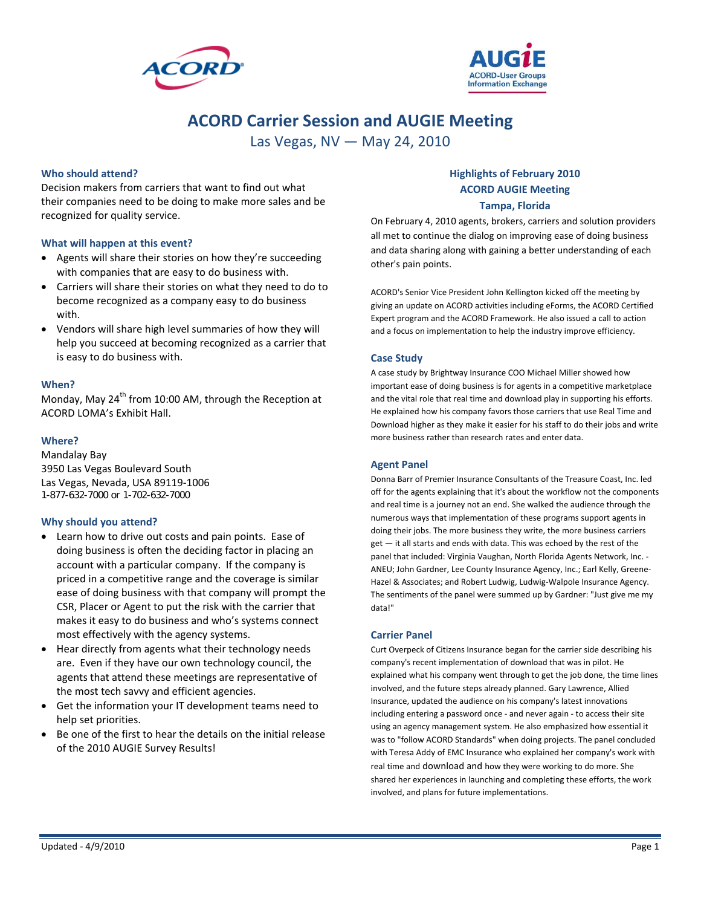# ACORD Carrier Session and AUGIE Meeting

Las Vegas, NV — May 24, 2010

### Who should attend?

Decision makers from carriers that want to find out what their companies need to be doing to make more sales and be recognized for quality service.

### What will happen at this event?

- Agents will share their stories on how they're succeeding with companies that are easy to do business with.
- Carriers will share their stories on what they need to do to become recognized as a company easy to do business with.
- Vendors will share high level summaries of how they will help you succeed at becoming recognized as a carrier that is easy to do business with.

### When?

Monday, May 24th from 10:00 AM, through the Reception at ACORD LOMA's Exhibit Hall.

### Where?

Mandalay Bay
3950 Las Vegas Boulevard South
Las Vegas, Nevada, USA 89119-1006
1-877-632-7000 or 1-702-632-7000

### Why should you attend?

- Learn how to drive out costs and pain points. Ease of doing business is often the deciding factor in placing an account with a particular company. If the company is priced in a competitive range and the coverage is similar ease of doing business with that company will prompt the CSR, Placer or Agent to put the risk with the carrier that makes it easy to do business and who's systems connect most effectively with the agency systems.
- Hear directly from agents what their technology needs are. Even if they have our own technology council, the agents that attend these meetings are representative of the most tech savvy and efficient agencies.
- Get the information your IT development teams need to help set priorities.
- Be one of the first to hear the details on the initial release of the 2010 AUGIE Survey Results!

## Highlights of February 2010 ACORD AUGIE Meeting Tampa, Florida

On February 4, 2010 agents, brokers, carriers and solution providers all met to continue the dialog on improving ease of doing business and data sharing along with gaining a better understanding of each other's pain points.

ACORD's Senior Vice President John Kellington kicked off the meeting by giving an update on ACORD activities including eForms, the ACORD Certified Expert program and the ACORD Framework. He also issued a call to action and a focus on implementation to help the industry improve efficiency.

### Case Study

A case study by Brightway Insurance COO Michael Miller showed how important ease of doing business is for agents in a competitive marketplace and the vital role that real time and download play in supporting his efforts. He explained how his company favors those carriers that use Real Time and Download higher as they make it easier for his staff to do their jobs and write more business rather than research rates and enter data.

### Agent Panel

Donna Barr of Premier Insurance Consultants of the Treasure Coast, Inc. led off for the agents explaining that it's about the workflow not the components and real time is a journey not an end. She walked the audience through the numerous ways that implementation of these programs support agents in doing their jobs. The more business they write, the more business carriers get — it all starts and ends with data. This was echoed by the rest of the panel that included: Virginia Vaughan, North Florida Agents Network, Inc. - ANEU; John Gardner, Lee County Insurance Agency, Inc.; Earl Kelly, Greene-Hazel & Associates; and Robert Ludwig, Ludwig-Walpole Insurance Agency. The sentiments of the panel were summed up by Gardner: "Just give me my data!"

### Carrier Panel

Curt Overpeck of Citizens Insurance began for the carrier side describing his company's recent implementation of download that was in pilot. He explained what his company went through to get the job done, the time lines involved, and the future steps already planned. Gary Lawrence, Allied Insurance, updated the audience on his company's latest innovations including entering a password once - and never again - to access their site using an agency management system. He also emphasized how essential it was to "follow ACORD Standards" when doing projects. The panel concluded with Teresa Addy of EMC Insurance who explained her company's work with real time and download and how they were working to do more. She shared her experiences in launching and completing these efforts, the work involved, and plans for future implementations.

Updated - 4/9/2010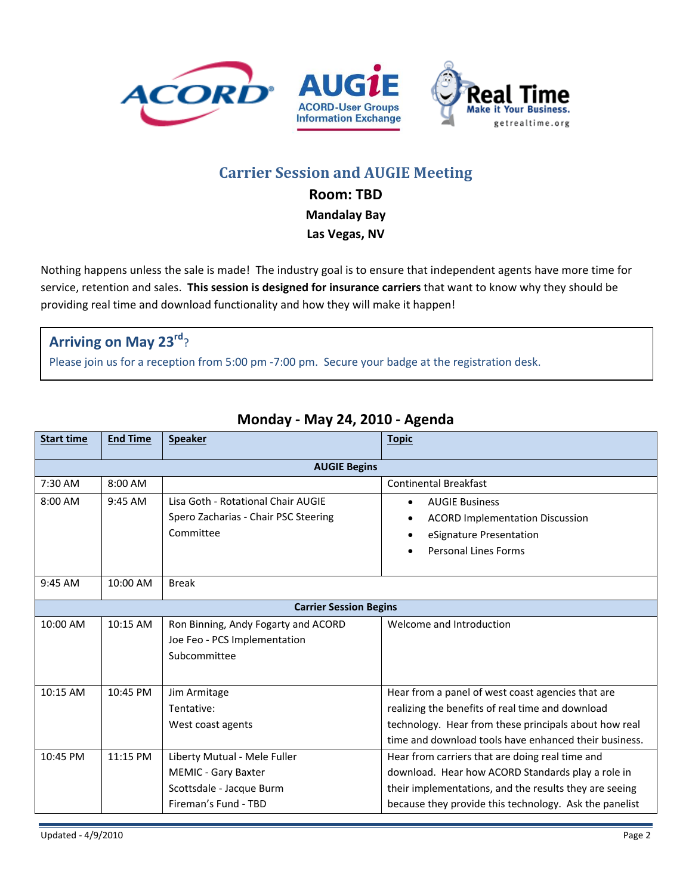## Carrier Session and AUGIE Meeting

**Room: TBD**

**Mandalay Bay**

**Las Vegas, NV**

Nothing happens unless the sale is made! The industry goal is to ensure that independent agents have more time for service, retention and sales. **This session is designed for insurance carriers** that want to know why they should be providing real time and download functionality and how they will make it happen!

> **Arriving on May 23rd?**
>
> Please join us for a reception from 5:00 pm -7:00 pm. Secure your badge at the registration desk.

### Monday - May 24, 2010 - Agenda

| Start time | End Time | Speaker | Topic |
|---|---|---|---|
| | | **AUGIE Begins** | |
| 7:30 AM | 8:00 AM | | Continental Breakfast |
| 8:00 AM | 9:45 AM | Lisa Goth - Rotational Chair AUGIE<br>Spero Zacharias - Chair PSC Steering Committee | • AUGIE Business<br>• ACORD Implementation Discussion<br>• eSignature Presentation<br>• Personal Lines Forms |
| 9:45 AM | 10:00 AM | Break | |
| | | **Carrier Session Begins** | |
| 10:00 AM | 10:15 AM | Ron Binning, Andy Fogarty and ACORD<br>Joe Feo - PCS Implementation Subcommittee | Welcome and Introduction |
| 10:15 AM | 10:45 PM | Jim Armitage<br>Tentative:<br>West coast agents | Hear from a panel of west coast agencies that are realizing the benefits of real time and download technology. Hear from these principals about how real time and download tools have enhanced their business. |
| 10:45 PM | 11:15 PM | Liberty Mutual - Mele Fuller<br>MEMIC - Gary Baxter<br>Scottsdale - Jacque Burm<br>Fireman's Fund - TBD | Hear from carriers that are doing real time and download. Hear how ACORD Standards play a role in their implementations, and the results they are seeing because they provide this technology. Ask the panelist |

Updated - 4/9/2010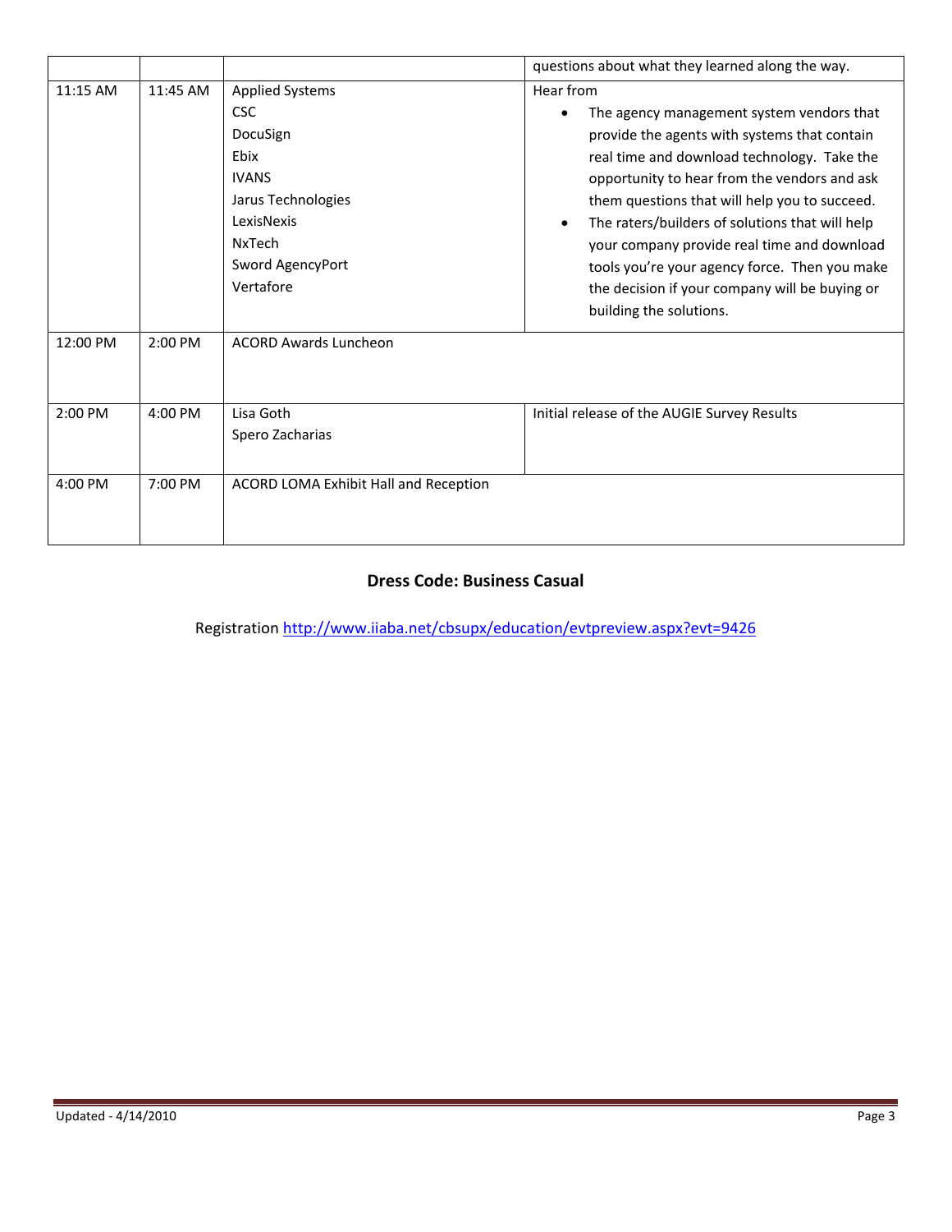| | | | |
|---|---|---|---|
| | | | questions about what they learned along the way. |
| 11:15 AM | 11:45 AM | Applied Systems<br>CSC<br>DocuSign<br>Ebix<br>IVANS<br>Jarus Technologies<br>LexisNexis<br>NxTech<br>Sword AgencyPort<br>Vertafore | Hear from<br>• The agency management system vendors that provide the agents with systems that contain real time and download technology. Take the opportunity to hear from the vendors and ask them questions that will help you to succeed.<br>• The raters/builders of solutions that will help your company provide real time and download tools you're your agency force. Then you make the decision if your company will be buying or building the solutions. |
| 12:00 PM | 2:00 PM | ACORD Awards Luncheon | |
| 2:00 PM | 4:00 PM | Lisa Goth<br>Spero Zacharias | Initial release of the AUGIE Survey Results |
| 4:00 PM | 7:00 PM | ACORD LOMA Exhibit Hall and Reception | |

**Dress Code: Business Casual**

Registration http://www.iiaba.net/cbsupx/education/evtpreview.aspx?evt=9426

Updated - 4/14/2010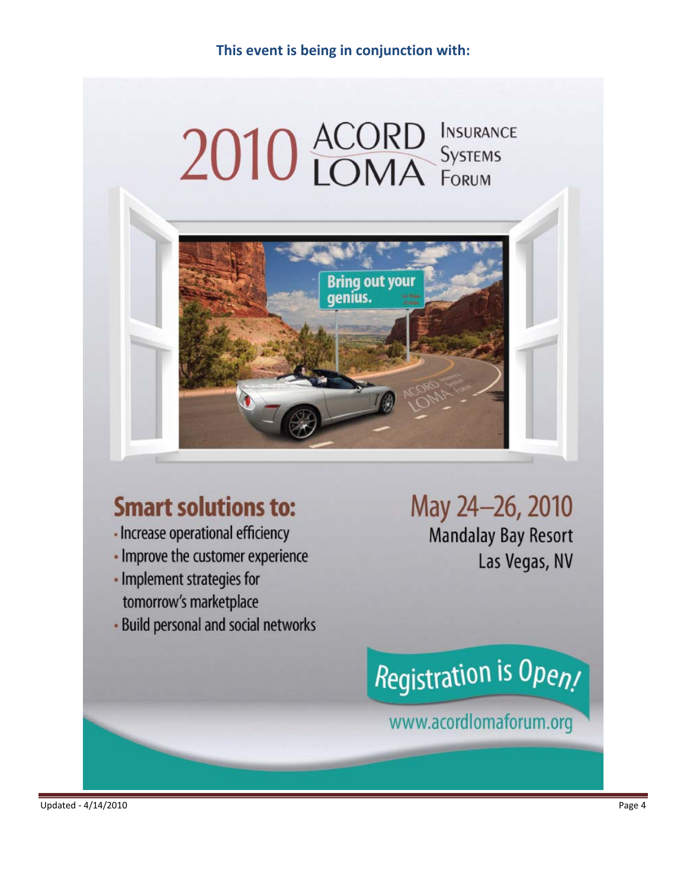**This event is being in conjunction with:**

# 2010 ACORD LOMA Insurance Systems Forum

Bring out your genius.

## Smart solutions to:

- Increase operational efficiency
- Improve the customer experience
- Implement strategies for tomorrow's marketplace
- Build personal and social networks

## May 24–26, 2010

Mandalay Bay Resort
Las Vegas, NV

**Registration is Open!**

www.acordlomaforum.org

Updated - 4/14/2010